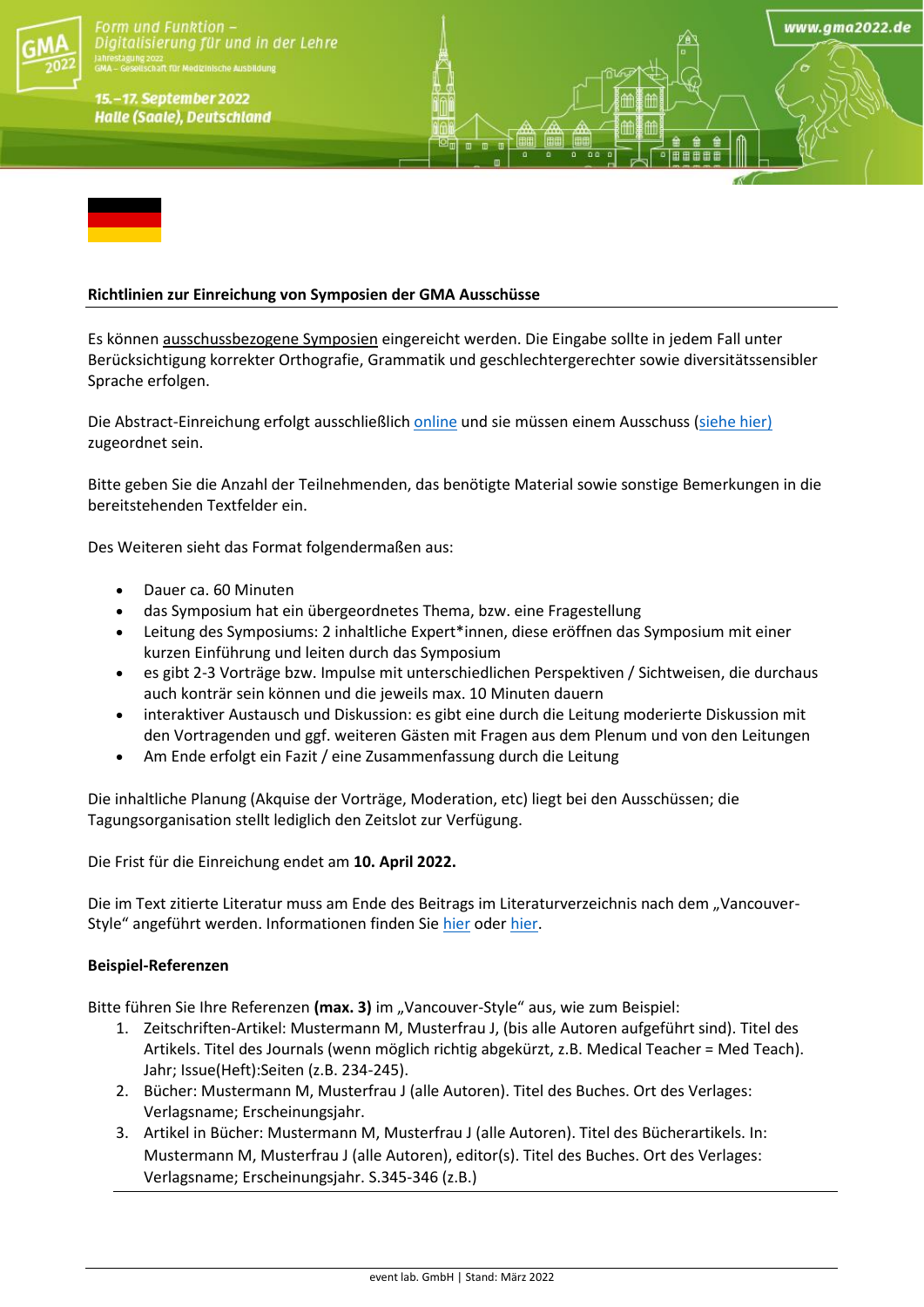## Richtlinien zur Einreichung von Symposien der GMA Ausschüsse

Es können ausschussbezogene Symposien eingereicht werden. Die Eingabe sollte in jedem Fall unter Berücksichtigung korrekter Orthografie, Grammatik und geschlechtergerechter sowie diversitätssensibler Sprache erfolgen.

Die Abstract-Einreichung erfolgt ausschließlich online und sie müssen einem Ausschuss (siehe hier) zugeordnet sein.

Bitte geben Sie die Anzahl der Teilnehmenden, das benötigte Material sowie sonstige Bemerkungen in die bereitstehenden Textfelder ein.

Des Weiteren sieht das Format folgendermaßen aus:

- Dauer ca. 60 Minuten
- das Symposium hat ein übergeordnetes Thema, bzw. eine Fragestellung
- Leitung des Symposiums: 2 inhaltliche Expert*innen, diese eröffnen das Symposium mit einer kurzen Einführung und leiten durch das Symposium
- es gibt 2-3 Vorträge bzw. Impulse mit unterschiedlichen Perspektiven / Sichtweisen, die durchaus auch konträr sein können und die jeweils max. 10 Minuten dauern
- interaktiver Austausch und Diskussion: es gibt eine durch die Leitung moderierte Diskussion mit den Vortragenden und ggf. weiteren Gästen mit Fragen aus dem Plenum und von den Leitungen
- Am Ende erfolgt ein Fazit / eine Zusammenfassung durch die Leitung

Die inhaltliche Planung (Akquise der Vorträge, Moderation, etc) liegt bei den Ausschüssen; die Tagungsorganisation stellt lediglich den Zeitslot zur Verfügung.

Die Frist für die Einreichung endet am **10. April 2022.**

Die im Text zitierte Literatur muss am Ende des Beitrags im Literaturverzeichnis nach dem „Vancouver-Style" angeführt werden. Informationen finden Sie hier oder hier.

**Beispiel-Referenzen**

Bitte führen Sie Ihre Referenzen **(max. 3)** im „Vancouver-Style" aus, wie zum Beispiel:

1. Zeitschriften-Artikel: Mustermann M, Musterfrau J, (bis alle Autoren aufgeführt sind). Titel des Artikels. Titel des Journals (wenn möglich richtig abgekürzt, z.B. Medical Teacher = Med Teach). Jahr; Issue(Heft):Seiten (z.B. 234-245).
2. Bücher: Mustermann M, Musterfrau J (alle Autoren). Titel des Buches. Ort des Verlages: Verlagsname; Erscheinungsjahr.
3. Artikel in Bücher: Mustermann M, Musterfrau J (alle Autoren). Titel des Bücherartikels. In: Mustermann M, Musterfrau J (alle Autoren), editor(s). Titel des Buches. Ort des Verlages: Verlagsname; Erscheinungsjahr. S.345-346 (z.B.)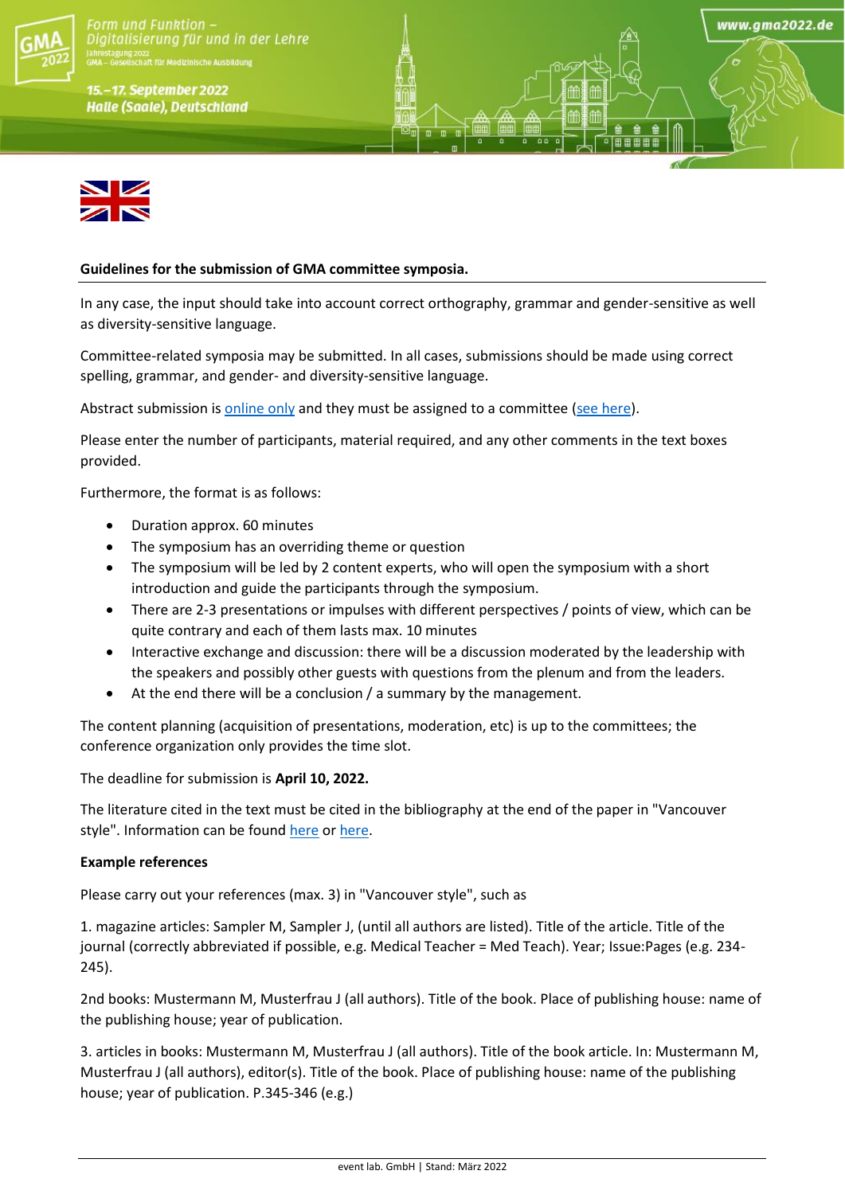**Guidelines for the submission of GMA committee symposia.**

In any case, the input should take into account correct orthography, grammar and gender-sensitive as well as diversity-sensitive language.

Committee-related symposia may be submitted. In all cases, submissions should be made using correct spelling, grammar, and gender- and diversity-sensitive language.

Abstract submission is online only and they must be assigned to a committee (see here).

Please enter the number of participants, material required, and any other comments in the text boxes provided.

Furthermore, the format is as follows:

- Duration approx. 60 minutes
- The symposium has an overriding theme or question
- The symposium will be led by 2 content experts, who will open the symposium with a short introduction and guide the participants through the symposium.
- There are 2-3 presentations or impulses with different perspectives / points of view, which can be quite contrary and each of them lasts max. 10 minutes
- Interactive exchange and discussion: there will be a discussion moderated by the leadership with the speakers and possibly other guests with questions from the plenum and from the leaders.
- At the end there will be a conclusion / a summary by the management.

The content planning (acquisition of presentations, moderation, etc) is up to the committees; the conference organization only provides the time slot.

The deadline for submission is **April 10, 2022.**

The literature cited in the text must be cited in the bibliography at the end of the paper in "Vancouver style". Information can be found here or here.

**Example references**

Please carry out your references (max. 3) in "Vancouver style", such as

1. magazine articles: Sampler M, Sampler J, (until all authors are listed). Title of the article. Title of the journal (correctly abbreviated if possible, e.g. Medical Teacher = Med Teach). Year; Issue:Pages (e.g. 234-245).

2nd books: Mustermann M, Musterfrau J (all authors). Title of the book. Place of publishing house: name of the publishing house; year of publication.

3. articles in books: Mustermann M, Musterfrau J (all authors). Title of the book article. In: Mustermann M, Musterfrau J (all authors), editor(s). Title of the book. Place of publishing house: name of the publishing house; year of publication. P.345-346 (e.g.)